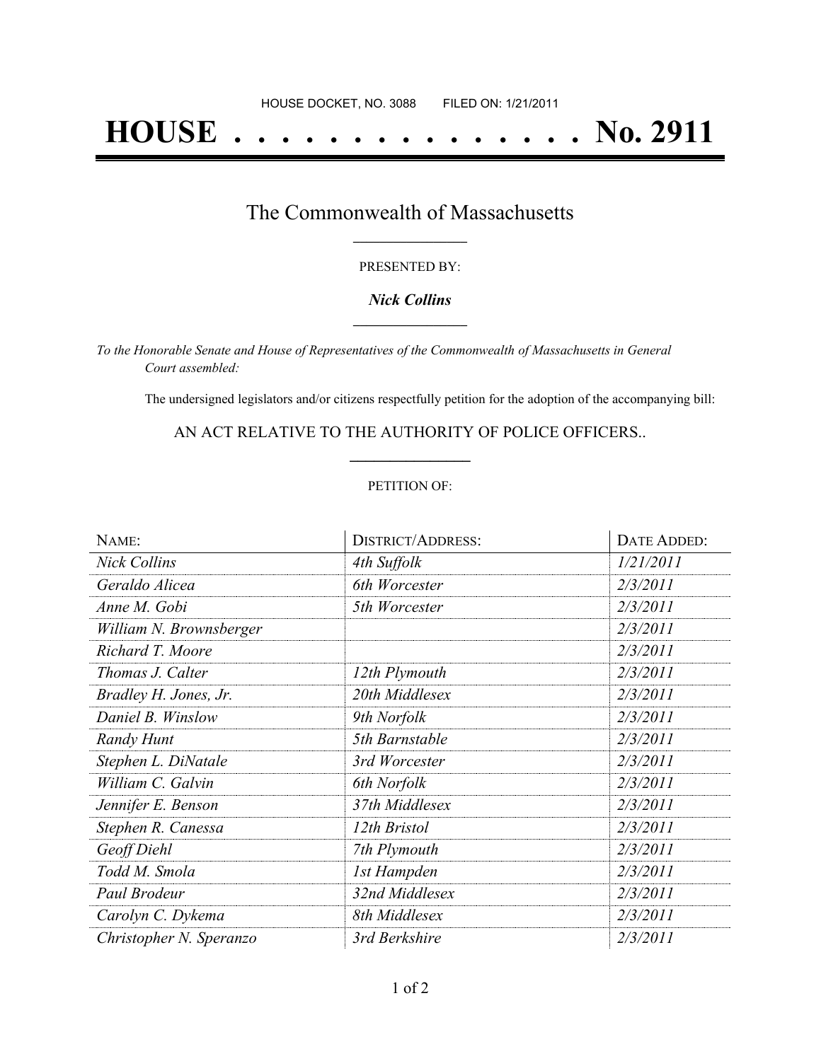HOUSE DOCKET, NO. 3088 FILED ON: 1/21/2011

# HOUSE . . . . . . . . . . . . . . . No. 2911

## The Commonwealth of Massachusetts

PRESENTED BY:

***Nick Collins***

*To the Honorable Senate and House of Representatives of the Commonwealth of Massachusetts in General Court assembled:*

The undersigned legislators and/or citizens respectfully petition for the adoption of the accompanying bill:

AN ACT RELATIVE TO THE AUTHORITY OF POLICE OFFICERS..

PETITION OF:

| NAME: | DISTRICT/ADDRESS: | DATE ADDED: |
|---|---|---|
| *Nick Collins* | *4th Suffolk* | *1/21/2011* |
| *Geraldo Alicea* | *6th Worcester* | *2/3/2011* |
| *Anne M. Gobi* | *5th Worcester* | *2/3/2011* |
| *William N. Brownsberger* | | *2/3/2011* |
| *Richard T. Moore* | | *2/3/2011* |
| *Thomas J. Calter* | *12th Plymouth* | *2/3/2011* |
| *Bradley H. Jones, Jr.* | *20th Middlesex* | *2/3/2011* |
| *Daniel B. Winslow* | *9th Norfolk* | *2/3/2011* |
| *Randy Hunt* | *5th Barnstable* | *2/3/2011* |
| *Stephen L. DiNatale* | *3rd Worcester* | *2/3/2011* |
| *William C. Galvin* | *6th Norfolk* | *2/3/2011* |
| *Jennifer E. Benson* | *37th Middlesex* | *2/3/2011* |
| *Stephen R. Canessa* | *12th Bristol* | *2/3/2011* |
| *Geoff Diehl* | *7th Plymouth* | *2/3/2011* |
| *Todd M. Smola* | *1st Hampden* | *2/3/2011* |
| *Paul Brodeur* | *32nd Middlesex* | *2/3/2011* |
| *Carolyn C. Dykema* | *8th Middlesex* | *2/3/2011* |
| *Christopher N. Speranzo* | *3rd Berkshire* | *2/3/2011* |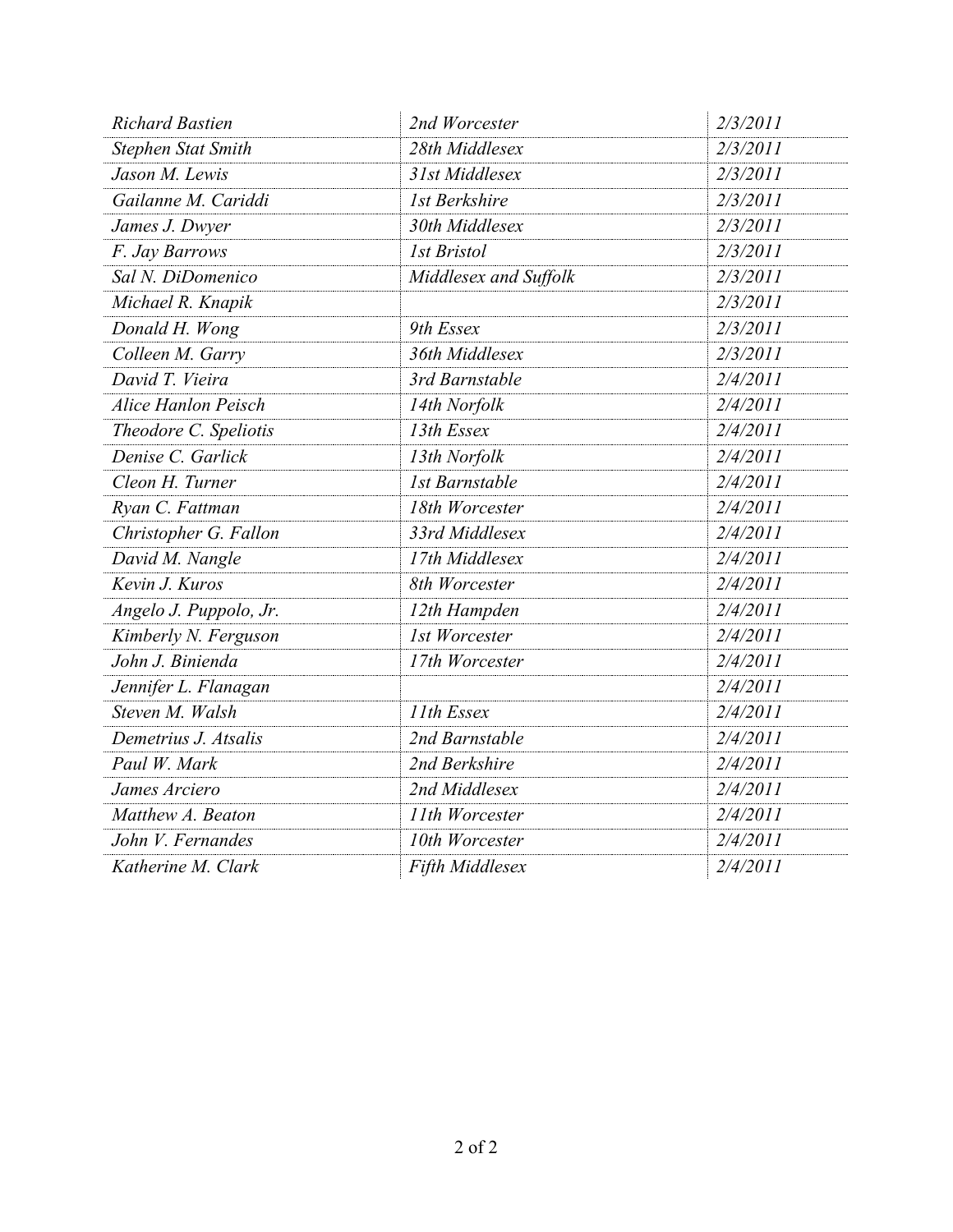| | | |
|---|---|---|
| *Richard Bastien* | *2nd Worcester* | *2/3/2011* |
| *Stephen Stat Smith* | *28th Middlesex* | *2/3/2011* |
| *Jason M. Lewis* | *31st Middlesex* | *2/3/2011* |
| *Gailanne M. Cariddi* | *1st Berkshire* | *2/3/2011* |
| *James J. Dwyer* | *30th Middlesex* | *2/3/2011* |
| *F. Jay Barrows* | *1st Bristol* | *2/3/2011* |
| *Sal N. DiDomenico* | *Middlesex and Suffolk* | *2/3/2011* |
| *Michael R. Knapik* | | *2/3/2011* |
| *Donald H. Wong* | *9th Essex* | *2/3/2011* |
| *Colleen M. Garry* | *36th Middlesex* | *2/3/2011* |
| *David T. Vieira* | *3rd Barnstable* | *2/4/2011* |
| *Alice Hanlon Peisch* | *14th Norfolk* | *2/4/2011* |
| *Theodore C. Speliotis* | *13th Essex* | *2/4/2011* |
| *Denise C. Garlick* | *13th Norfolk* | *2/4/2011* |
| *Cleon H. Turner* | *1st Barnstable* | *2/4/2011* |
| *Ryan C. Fattman* | *18th Worcester* | *2/4/2011* |
| *Christopher G. Fallon* | *33rd Middlesex* | *2/4/2011* |
| *David M. Nangle* | *17th Middlesex* | *2/4/2011* |
| *Kevin J. Kuros* | *8th Worcester* | *2/4/2011* |
| *Angelo J. Puppolo, Jr.* | *12th Hampden* | *2/4/2011* |
| *Kimberly N. Ferguson* | *1st Worcester* | *2/4/2011* |
| *John J. Binienda* | *17th Worcester* | *2/4/2011* |
| *Jennifer L. Flanagan* | | *2/4/2011* |
| *Steven M. Walsh* | *11th Essex* | *2/4/2011* |
| *Demetrius J. Atsalis* | *2nd Barnstable* | *2/4/2011* |
| *Paul W. Mark* | *2nd Berkshire* | *2/4/2011* |
| *James Arciero* | *2nd Middlesex* | *2/4/2011* |
| *Matthew A. Beaton* | *11th Worcester* | *2/4/2011* |
| *John V. Fernandes* | *10th Worcester* | *2/4/2011* |
| *Katherine M. Clark* | *Fifth Middlesex* | *2/4/2011* |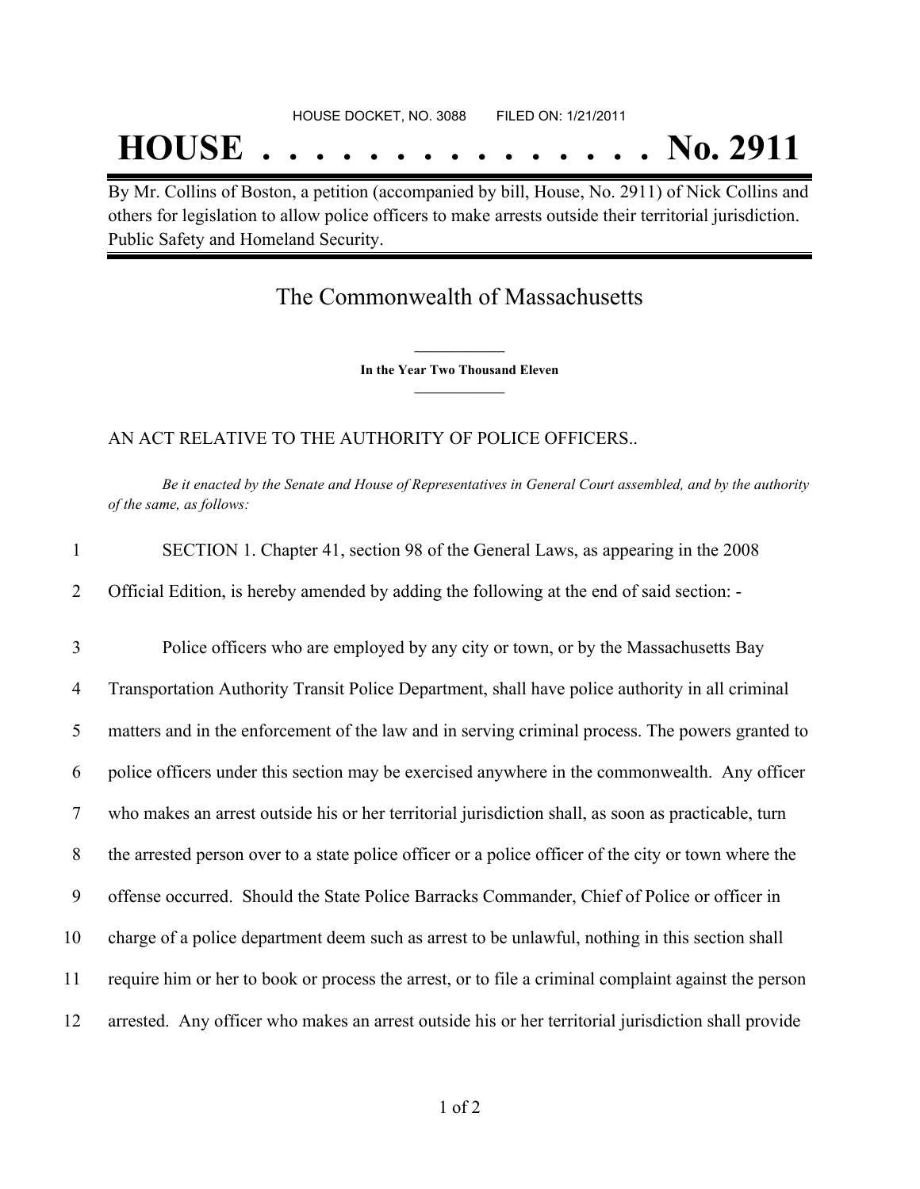HOUSE DOCKET, NO. 3088        FILED ON: 1/21/2011

# HOUSE . . . . . . . . . . . . . . . No. 2911

By Mr. Collins of Boston, a petition (accompanied by bill, House, No. 2911) of Nick Collins and others for legislation to allow police officers to make arrests outside their territorial jurisdiction. Public Safety and Homeland Security.

## The Commonwealth of Massachusetts

**In the Year Two Thousand Eleven**

AN ACT RELATIVE TO THE AUTHORITY OF POLICE OFFICERS..

*Be it enacted by the Senate and House of Representatives in General Court assembled, and by the authority of the same, as follows:*

1 SECTION 1. Chapter 41, section 98 of the General Laws, as appearing in the 2008
2 Official Edition, is hereby amended by adding the following at the end of said section: -

3 Police officers who are employed by any city or town, or by the Massachusetts Bay
4 Transportation Authority Transit Police Department, shall have police authority in all criminal
5 matters and in the enforcement of the law and in serving criminal process. The powers granted to
6 police officers under this section may be exercised anywhere in the commonwealth. Any officer
7 who makes an arrest outside his or her territorial jurisdiction shall, as soon as practicable, turn
8 the arrested person over to a state police officer or a police officer of the city or town where the
9 offense occurred. Should the State Police Barracks Commander, Chief of Police or officer in
10 charge of a police department deem such as arrest to be unlawful, nothing in this section shall
11 require him or her to book or process the arrest, or to file a criminal complaint against the person
12 arrested. Any officer who makes an arrest outside his or her territorial jurisdiction shall provide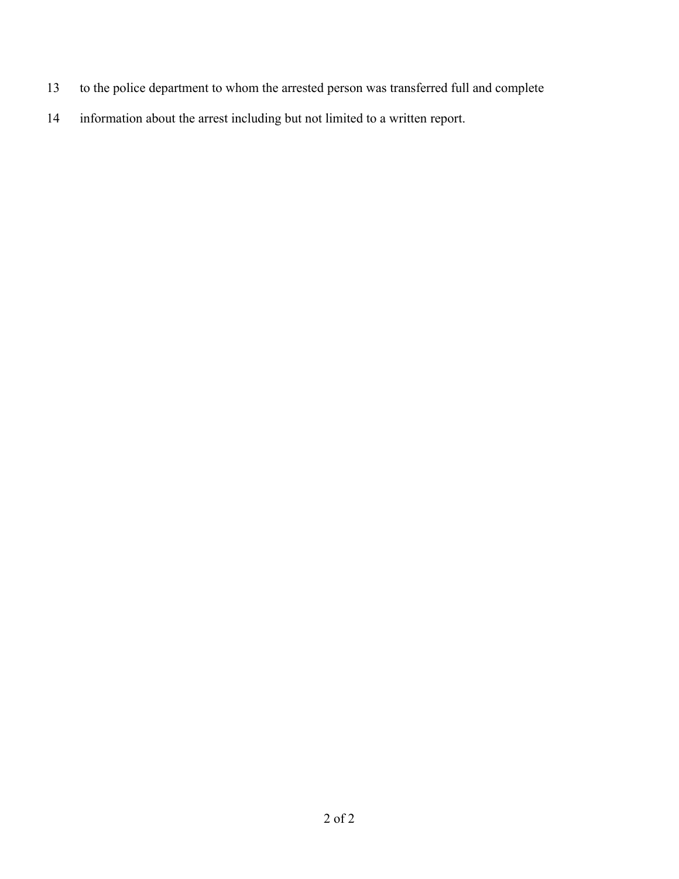13 to the police department to whom the arrested person was transferred full and complete

14 information about the arrest including but not limited to a written report.